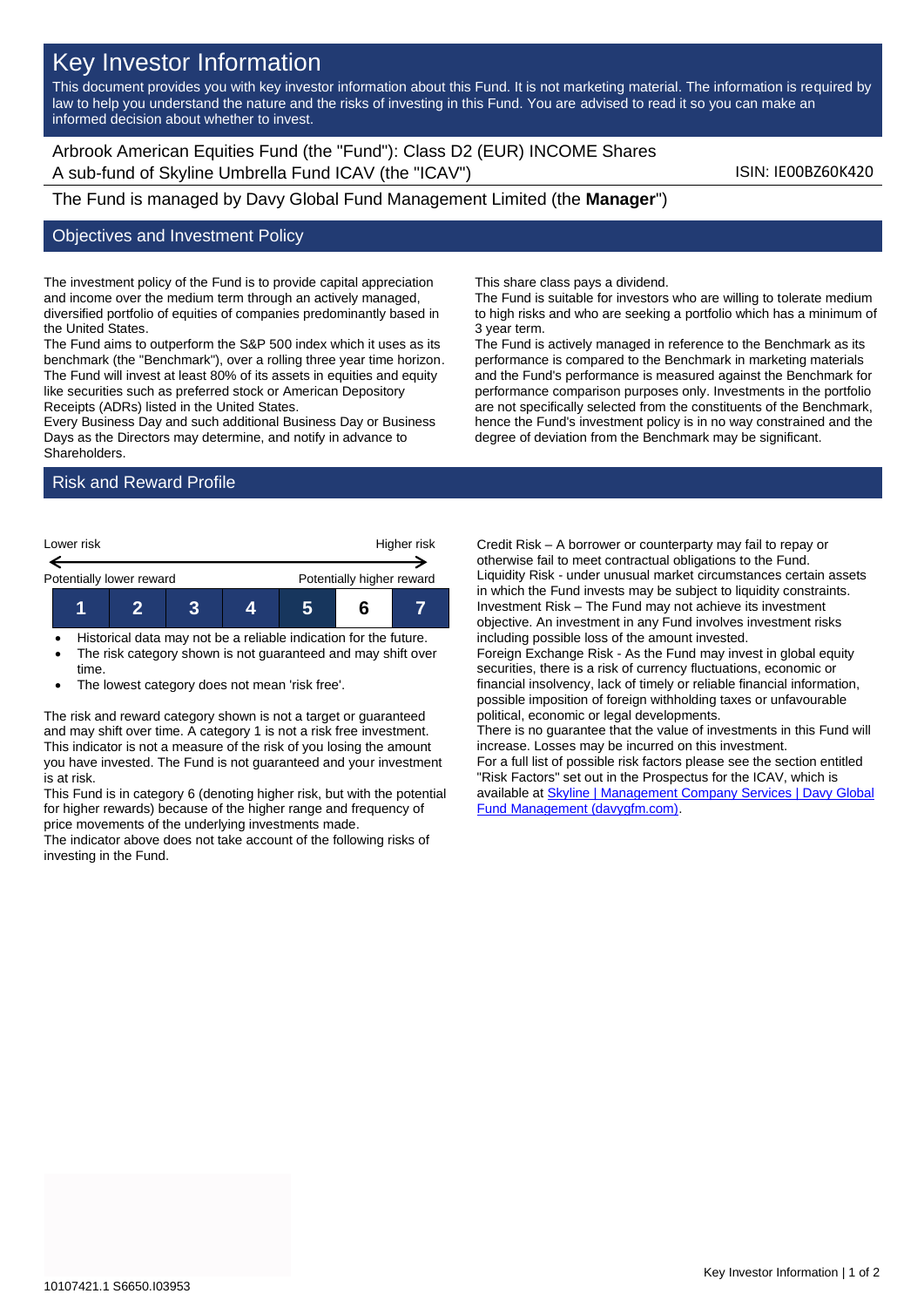# Key Investor Information

This document provides you with key investor information about this Fund. It is not marketing material. The information is required by law to help you understand the nature and the risks of investing in this Fund. You are advised to read it so you can make an informed decision about whether to invest.

Arbrook American Equities Fund (the "Fund"): Class D2 (EUR) INCOME Shares
A sub-fund of Skyline Umbrella Fund ICAV (the "ICAV")

ISIN: IE00BZ60K420

The Fund is managed by Davy Global Fund Management Limited (the **Manager**")

## Objectives and Investment Policy

The investment policy of the Fund is to provide capital appreciation and income over the medium term through an actively managed, diversified portfolio of equities of companies predominantly based in the United States.
The Fund aims to outperform the S&P 500 index which it uses as its benchmark (the "Benchmark"), over a rolling three year time horizon.
The Fund will invest at least 80% of its assets in equities and equity like securities such as preferred stock or American Depository Receipts (ADRs) listed in the United States.
Every Business Day and such additional Business Day or Business Days as the Directors may determine, and notify in advance to Shareholders.

This share class pays a dividend.
The Fund is suitable for investors who are willing to tolerate medium to high risks and who are seeking a portfolio which has a minimum of 3 year term.
The Fund is actively managed in reference to the Benchmark as its performance is compared to the Benchmark in marketing materials and the Fund's performance is measured against the Benchmark for performance comparison purposes only. Investments in the portfolio are not specifically selected from the constituents of the Benchmark, hence the Fund's investment policy is in no way constrained and the degree of deviation from the Benchmark may be significant.

## Risk and Reward Profile

| Lower risk | | | | | | Higher risk |
|---|---|---|---|---|---|---|
| Potentially lower reward | | | | | | Potentially higher reward |
| 1 | 2 | 3 | 4 | 5 | **6** | 7 |

- Historical data may not be a reliable indication for the future.
- The risk category shown is not guaranteed and may shift over time.
- The lowest category does not mean 'risk free'.

The risk and reward category shown is not a target or guaranteed and may shift over time. A category 1 is not a risk free investment. This indicator is not a measure of the risk of you losing the amount you have invested. The Fund is not guaranteed and your investment is at risk.
This Fund is in category 6 (denoting higher risk, but with the potential for higher rewards) because of the higher range and frequency of price movements of the underlying investments made.
The indicator above does not take account of the following risks of investing in the Fund.

Credit Risk – A borrower or counterparty may fail to repay or otherwise fail to meet contractual obligations to the Fund.
Liquidity Risk - under unusual market circumstances certain assets in which the Fund invests may be subject to liquidity constraints.
Investment Risk – The Fund may not achieve its investment objective. An investment in any Fund involves investment risks including possible loss of the amount invested.
Foreign Exchange Risk - As the Fund may invest in global equity securities, there is a risk of currency fluctuations, economic or financial insolvency, lack of timely or reliable financial information, possible imposition of foreign withholding taxes or unfavourable political, economic or legal developments.
There is no guarantee that the value of investments in this Fund will increase. Losses may be incurred on this investment.
For a full list of possible risk factors please see the section entitled "Risk Factors" set out in the Prospectus for the ICAV, which is available at Skyline | Management Company Services | Davy Global Fund Management (davygfm.com).

10107421.1 S6650.I03953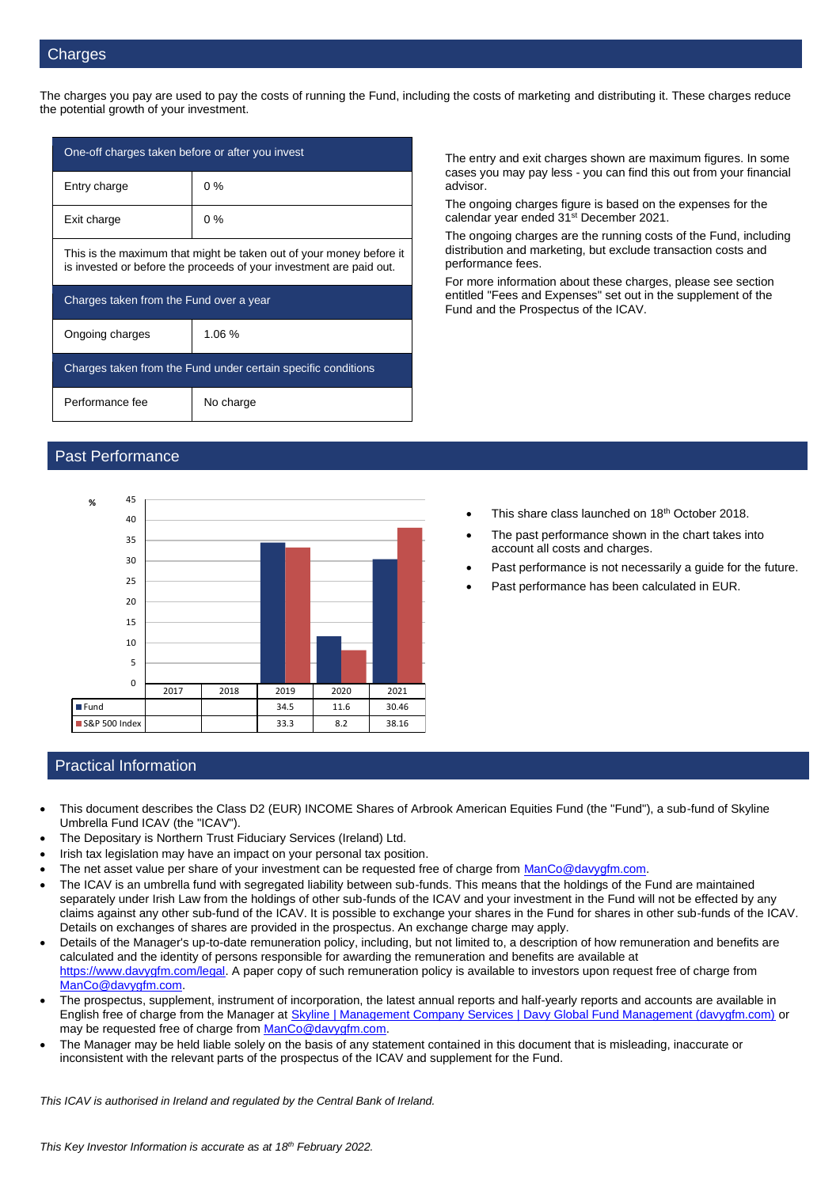## Charges

The charges you pay are used to pay the costs of running the Fund, including the costs of marketing and distributing it. These charges reduce the potential growth of your investment.

| One-off charges taken before or after you invest | |
|---|---|
| Entry charge | 0 % |
| Exit charge | 0 % |
| This is the maximum that might be taken out of your money before it is invested or before the proceeds of your investment are paid out. | |
| **Charges taken from the Fund over a year** | |
| Ongoing charges | 1.06 % |
| **Charges taken from the Fund under certain specific conditions** | |
| Performance fee | No charge |

The entry and exit charges shown are maximum figures. In some cases you may pay less - you can find this out from your financial advisor.

The ongoing charges figure is based on the expenses for the calendar year ended 31st December 2021.

The ongoing charges are the running costs of the Fund, including distribution and marketing, but exclude transaction costs and performance fees.

For more information about these charges, please see section entitled "Fees and Expenses" set out in the supplement of the Fund and the Prospectus of the ICAV.

## Past Performance

%

45
40
35
30
25
20
15
10
5
0

2017 2018 2019 2020 2021

Fund: 34.5 11.6 30.46

S&P 500 Index: 33.3 8.2 38.16

- This share class launched on 18th October 2018.
- The past performance shown in the chart takes into account all costs and charges.
- Past performance is not necessarily a guide for the future.
- Past performance has been calculated in EUR.

## Practical Information

- This document describes the Class D2 (EUR) INCOME Shares of Arbrook American Equities Fund (the "Fund"), a sub-fund of Skyline Umbrella Fund ICAV (the "ICAV").
- The Depositary is Northern Trust Fiduciary Services (Ireland) Ltd.
- Irish tax legislation may have an impact on your personal tax position.
- The net asset value per share of your investment can be requested free of charge from ManCo@davygfm.com.
- The ICAV is an umbrella fund with segregated liability between sub-funds. This means that the holdings of the Fund are maintained separately under Irish Law from the holdings of other sub-funds of the ICAV and your investment in the Fund will not be effected by any claims against any other sub-fund of the ICAV. It is possible to exchange your shares in the Fund for shares in other sub-funds of the ICAV. Details on exchanges of shares are provided in the prospectus. An exchange charge may apply.
- Details of the Manager's up-to-date remuneration policy, including, but not limited to, a description of how remuneration and benefits are calculated and the identity of persons responsible for awarding the remuneration and benefits are available at https://www.davygfm.com/legal. A paper copy of such remuneration policy is available to investors upon request free of charge from ManCo@davygfm.com.
- The prospectus, supplement, instrument of incorporation, the latest annual reports and half-yearly reports and accounts are available in English free of charge from the Manager at Skyline | Management Company Services | Davy Global Fund Management (davygfm.com) or may be requested free of charge from ManCo@davygfm.com.
- The Manager may be held liable solely on the basis of any statement contained in this document that is misleading, inaccurate or inconsistent with the relevant parts of the prospectus of the ICAV and supplement for the Fund.

*This ICAV is authorised in Ireland and regulated by the Central Bank of Ireland.*

*This Key Investor Information is accurate as at 18th February 2022.*